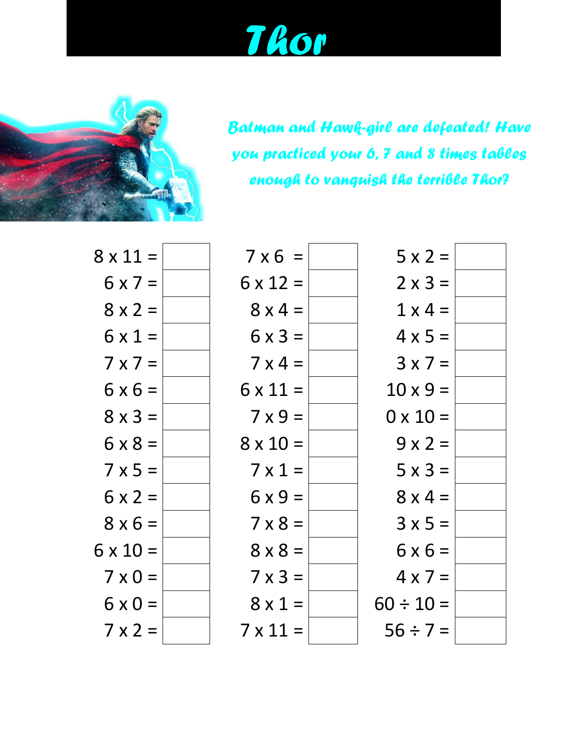# Thor

*Batman and Hawk-girl are defeated! Have you practiced your 6, 7 and 8 times tables enough to vanquish the terrible Thor?*

| | | | | | |
|---|---|---|---|---|---|
| 8 x 11 = | | 7 x 6 = | | 5 x 2 = | |
| 6 x 7 = | | 6 x 12 = | | 2 x 3 = | |
| 8 x 2 = | | 8 x 4 = | | 1 x 4 = | |
| 6 x 1 = | | 6 x 3 = | | 4 x 5 = | |
| 7 x 7 = | | 7 x 4 = | | 3 x 7 = | |
| 6 x 6 = | | 6 x 11 = | | 10 x 9 = | |
| 8 x 3 = | | 7 x 9 = | | 0 x 10 = | |
| 6 x 8 = | | 8 x 10 = | | 9 x 2 = | |
| 7 x 5 = | | 7 x 1 = | | 5 x 3 = | |
| 6 x 2 = | | 6 x 9 = | | 8 x 4 = | |
| 8 x 6 = | | 7 x 8 = | | 3 x 5 = | |
| 6 x 10 = | | 8 x 8 = | | 6 x 6 = | |
| 7 x 0 = | | 7 x 3 = | | 4 x 7 = | |
| 6 x 0 = | | 8 x 1 = | | 60 ÷ 10 = | |
| 7 x 2 = | | 7 x 11 = | | 56 ÷ 7 = | |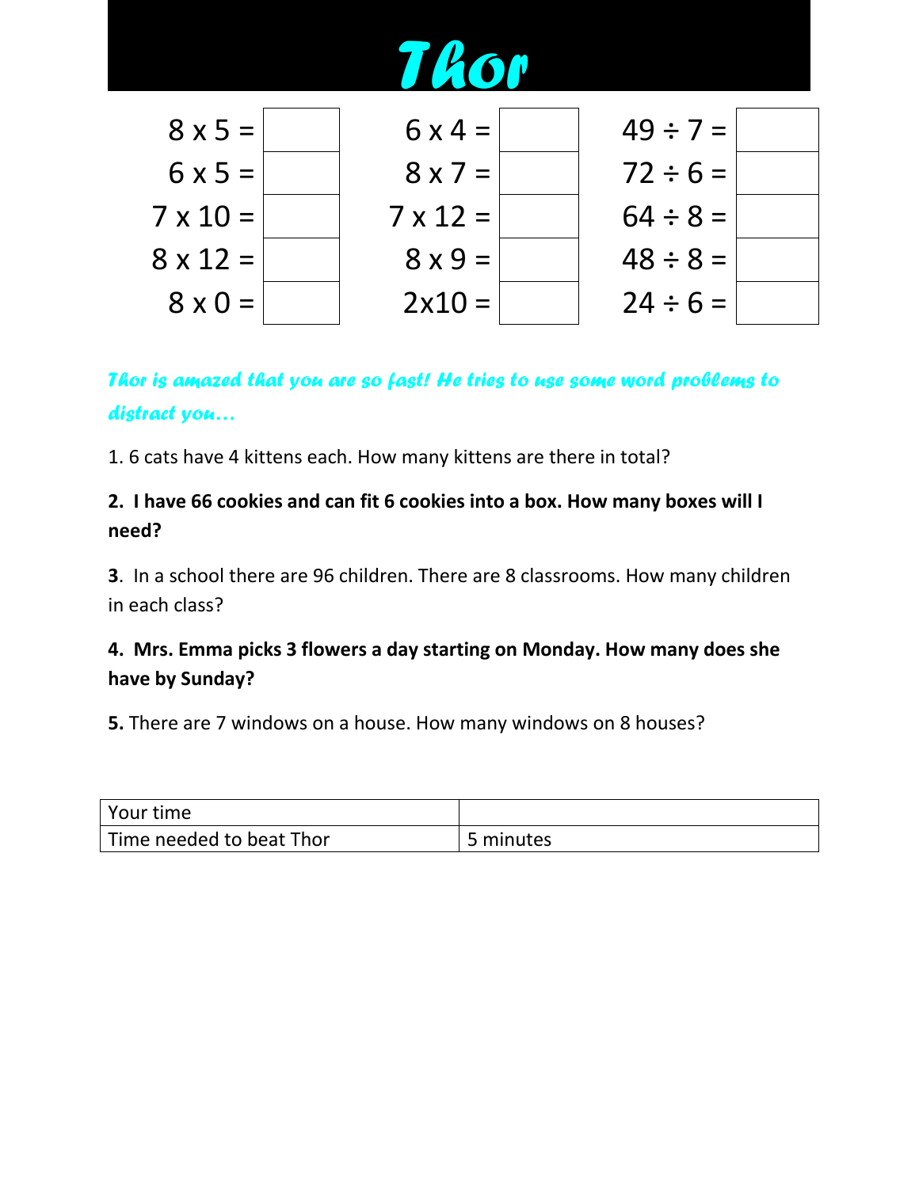# Thor

| | | | | | |
|---|---|---|---|---|---|
| 8 x 5 = | | 6 x 4 = | | 49 ÷ 7 = | |
| 6 x 5 = | | 8 x 7 = | | 72 ÷ 6 = | |
| 7 x 10 = | | 7 x 12 = | | 64 ÷ 8 = | |
| 8 x 12 = | | 8 x 9 = | | 48 ÷ 8 = | |
| 8 x 0 = | | 2x10 = | | 24 ÷ 6 = | |

*Thor is amazed that you are so fast! He tries to use some word problems to distract you…*

1. 6 cats have 4 kittens each. How many kittens are there in total?

**2. I have 66 cookies and can fit 6 cookies into a box. How many boxes will I need?**

**3**. In a school there are 96 children. There are 8 classrooms. How many children in each class?

**4. Mrs. Emma picks 3 flowers a day starting on Monday. How many does she have by Sunday?**

**5.** There are 7 windows on a house. How many windows on 8 houses?

| | |
|---|---|
| Your time | |
| Time needed to beat Thor | 5 minutes |